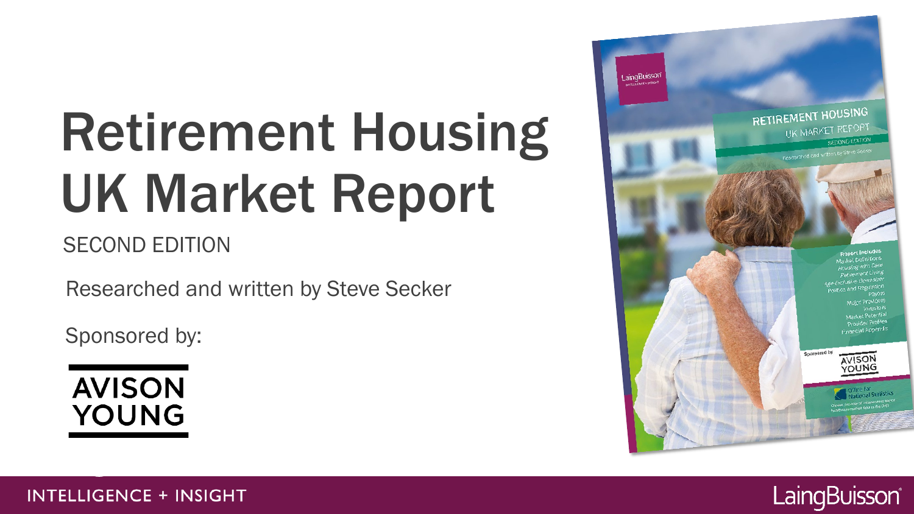# Retirement Housing UK Market Report

SECOND EDITION

Researched and written by Steve Secker

Sponsored by:

AVISON YOUNG

INTELLIGENCE + INSIGHT

LaingBuisson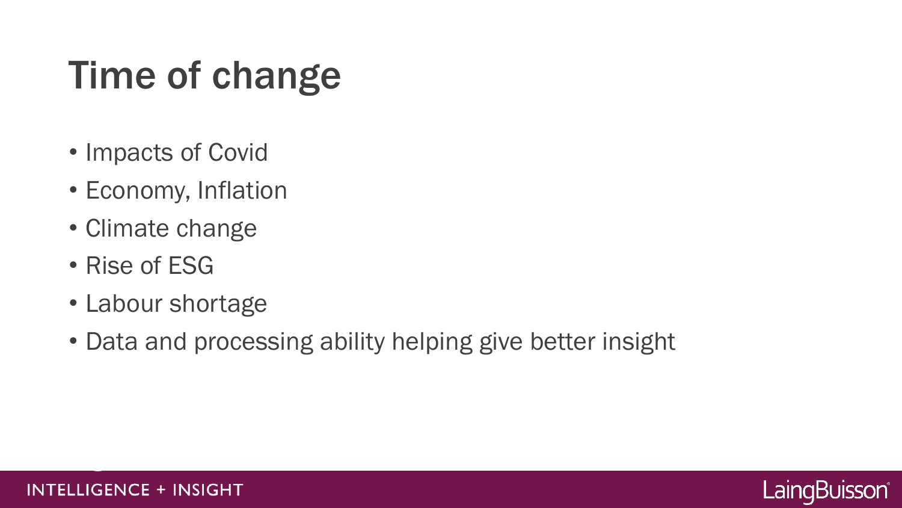# Time of change

- Impacts of Covid
- Economy, Inflation
- Climate change
- Rise of ESG
- Labour shortage
- Data and processing ability helping give better insight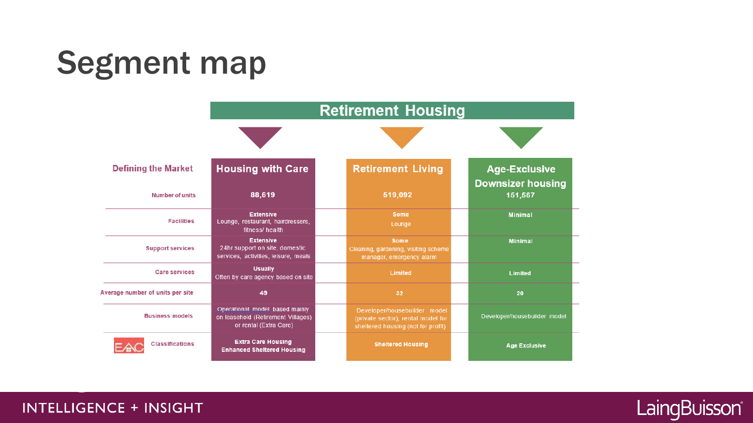# Segment map

| Defining the Market | Retirement Housing | | |
|---|---|---|---|
| | **Housing with Care** | **Retirement Living** | **Age-Exclusive Downsizer housing** |
| Number of units | 88,619 | 519,092 | 151,567 |
| Facilities | **Extensive** Lounge, restaurant, hairdressers, fitness/ health | **Some** Lounge | **Minimal** |
| Support services | **Extensive** 24hr support on site, domestic services, activities, leisure, meals | **Some** Cleaning, gardening, visiting scheme manager, emergency alarm | **Minimal** |
| Care services | **Usually** Often by care agency based on site | Limited | Limited |
| Average number of units per site | 49 | 32 | 20 |
| Business models | Operational model based mainly on leasehold (Retirement Villages) or rental (Extra Care) | Developer/housebuilder model (private sector), rental model for sheltered housing (not for profit) | Developer/housebuilder model |
| Classifications | **Extra Care Housing** **Enhanced Sheltered Housing** | **Sheltered Housing** | **Age Exclusive** |

INTELLIGENCE + INSIGHT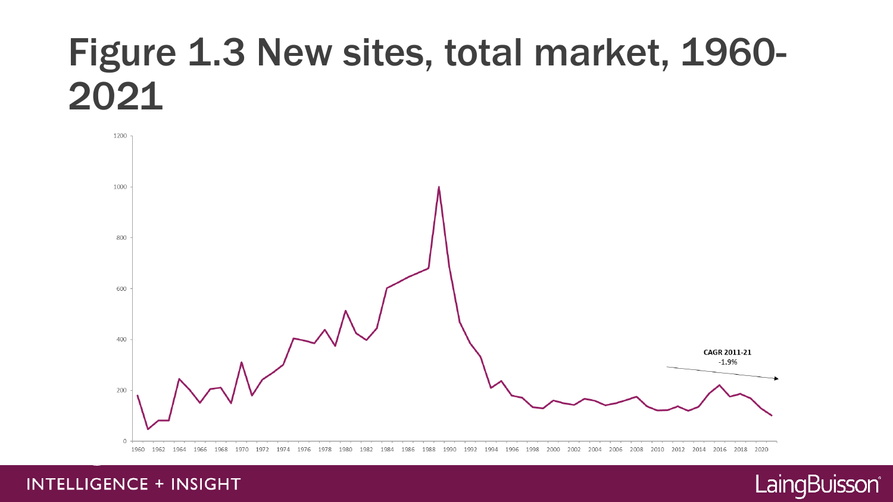# Figure 1.3 New sites, total market, 1960-2021

CAGR 2011-21
-1.9%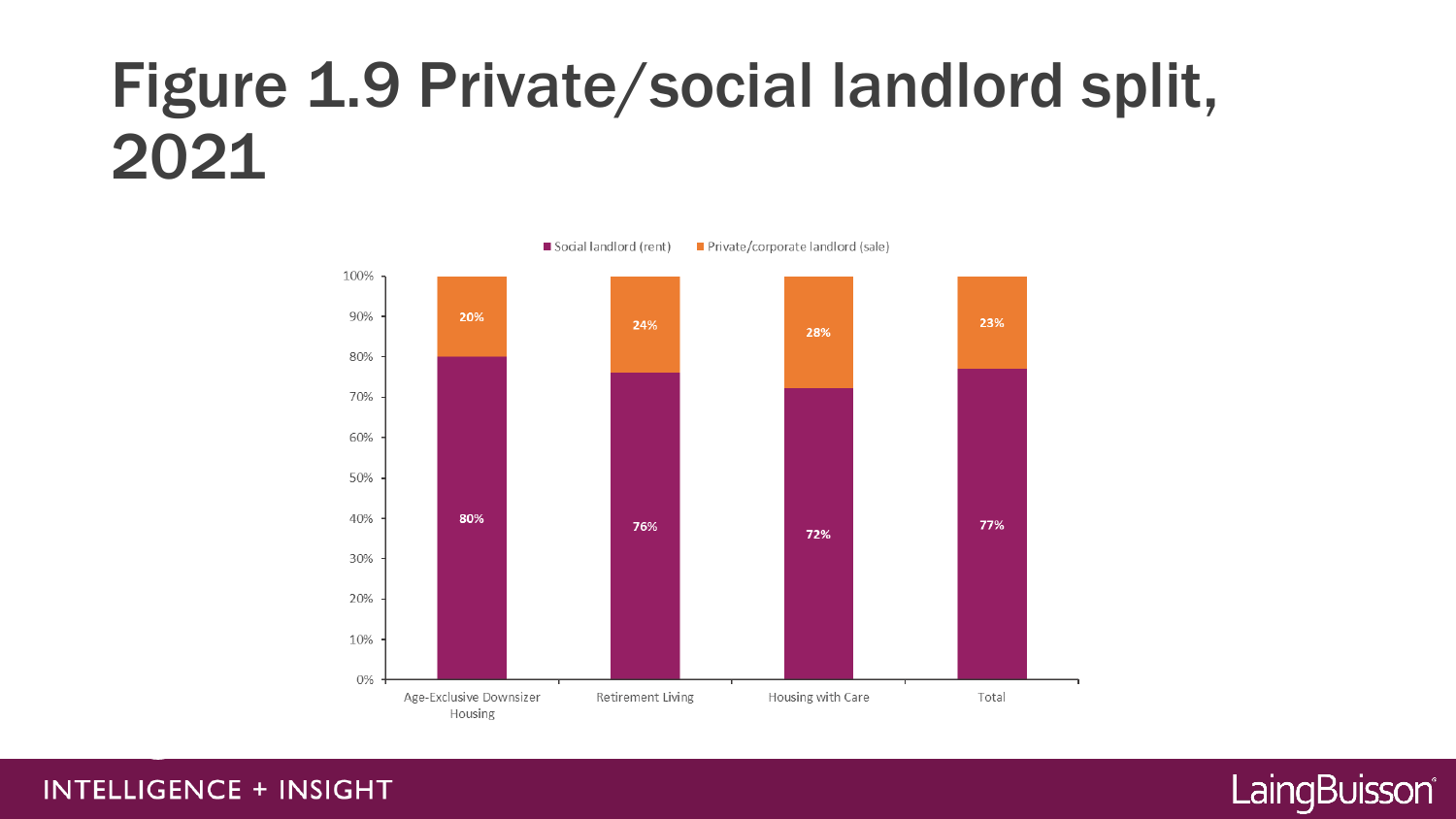# Figure 1.9 Private/social landlord split, 2021

| | Age-Exclusive Downsizer Housing | Retirement Living | Housing with Care | Total |
|---|---|---|---|---|
| Social landlord (rent) | 80% | 76% | 72% | 77% |
| Private/corporate landlord (sale) | 20% | 24% | 28% | 23% |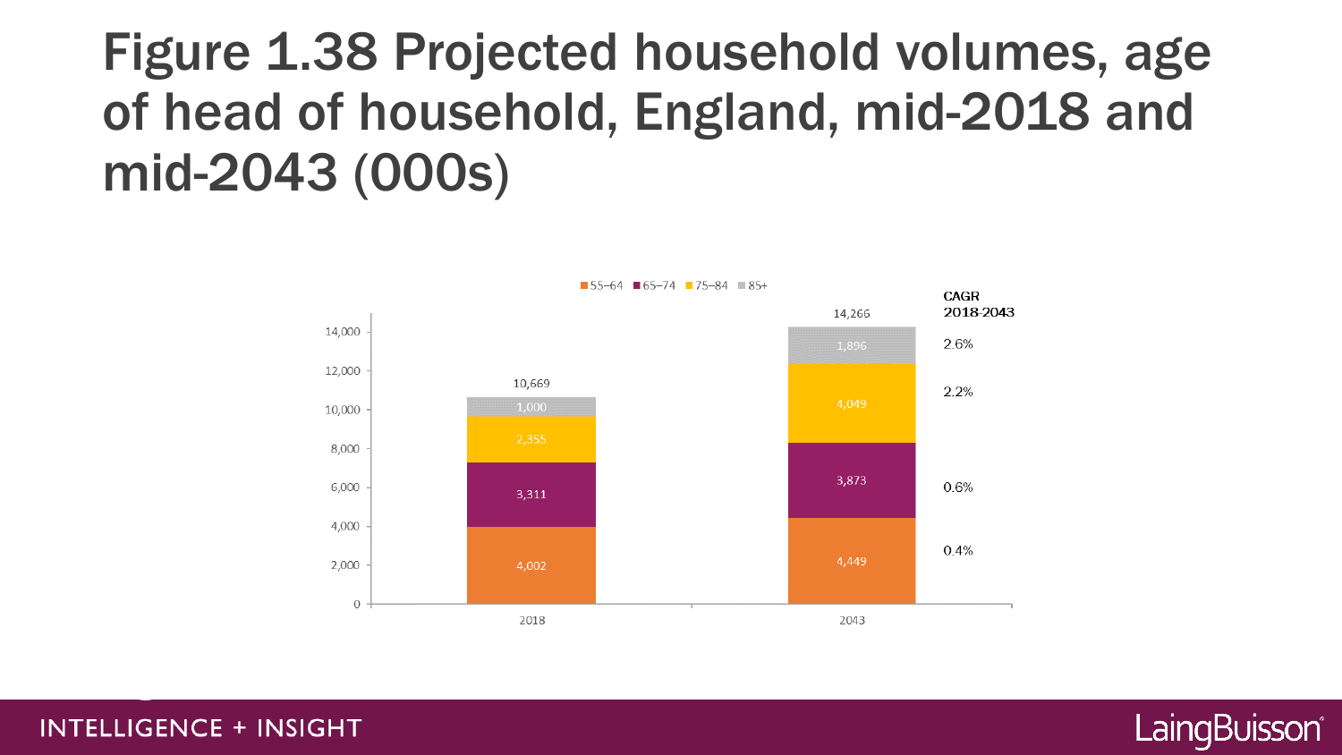# Figure 1.38 Projected household volumes, age of head of household, England, mid-2018 and mid-2043 (000s)

| Age of head of household | 2018 | 2043 | CAGR 2018-2043 |
|---|---|---|---|
| 55–64 | 4,002 | 4,449 | 0.4% |
| 65–74 | 3,311 | 3,873 | 0.6% |
| 75–84 | 2,355 | 4,049 | 2.2% |
| 85+ | 1,000 | 1,896 | 2.6% |
| Total | 10,669 | 14,266 | |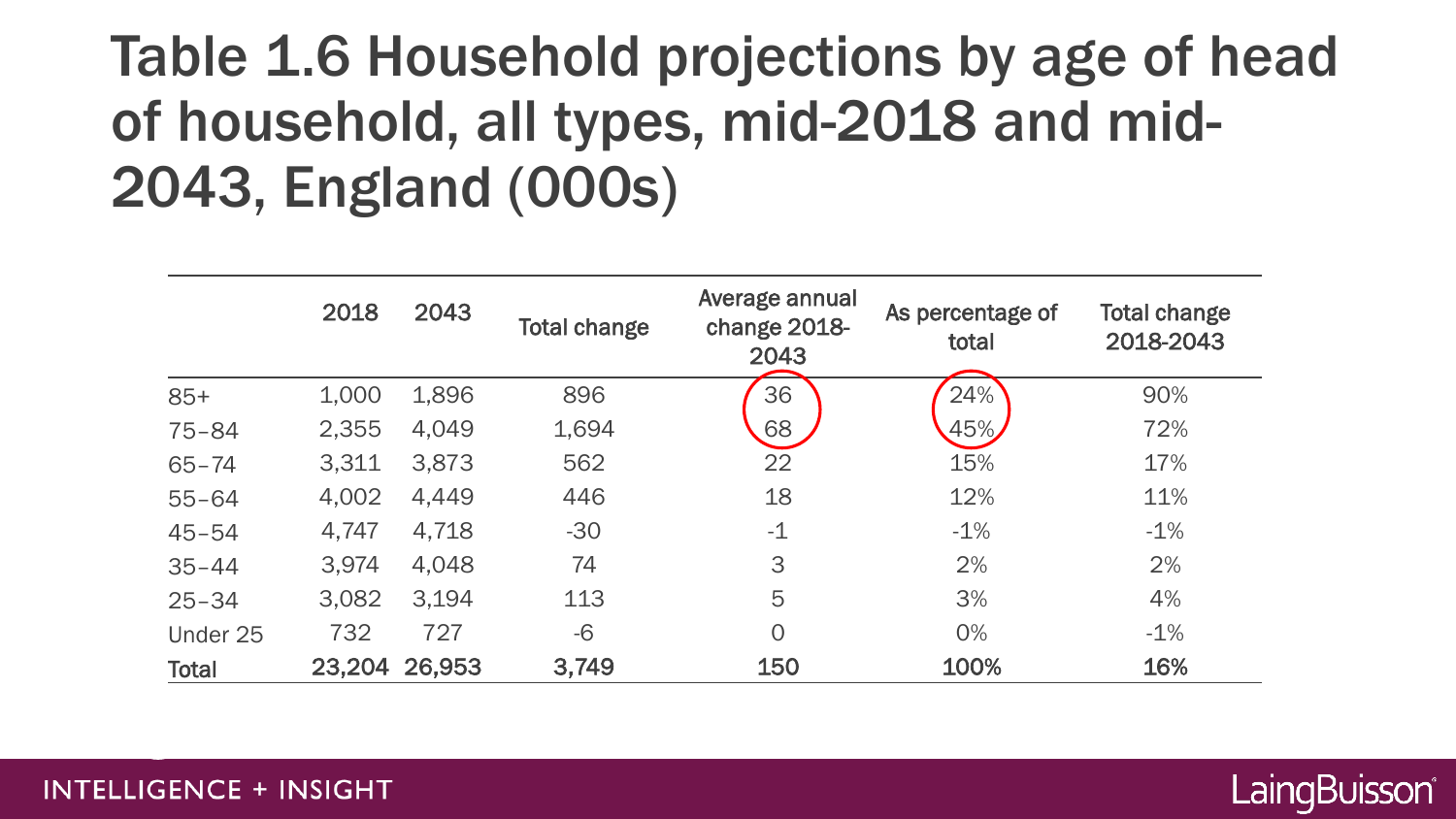# Table 1.6 Household projections by age of head of household, all types, mid-2018 and mid-2043, England (000s)

| | 2018 | 2043 | Total change | Average annual change 2018-2043 | As percentage of total | Total change 2018-2043 |
|---|---|---|---|---|---|---|
| 85+ | 1,000 | 1,896 | 896 | 36 | 24% | 90% |
| 75–84 | 2,355 | 4,049 | 1,694 | 68 | 45% | 72% |
| 65–74 | 3,311 | 3,873 | 562 | 22 | 15% | 17% |
| 55–64 | 4,002 | 4,449 | 446 | 18 | 12% | 11% |
| 45–54 | 4,747 | 4,718 | -30 | -1 | -1% | -1% |
| 35–44 | 3,974 | 4,048 | 74 | 3 | 2% | 2% |
| 25–34 | 3,082 | 3,194 | 113 | 5 | 3% | 4% |
| Under 25 | 732 | 727 | -6 | 0 | 0% | -1% |
| **Total** | **23,204** | **26,953** | **3,749** | **150** | **100%** | **16%** |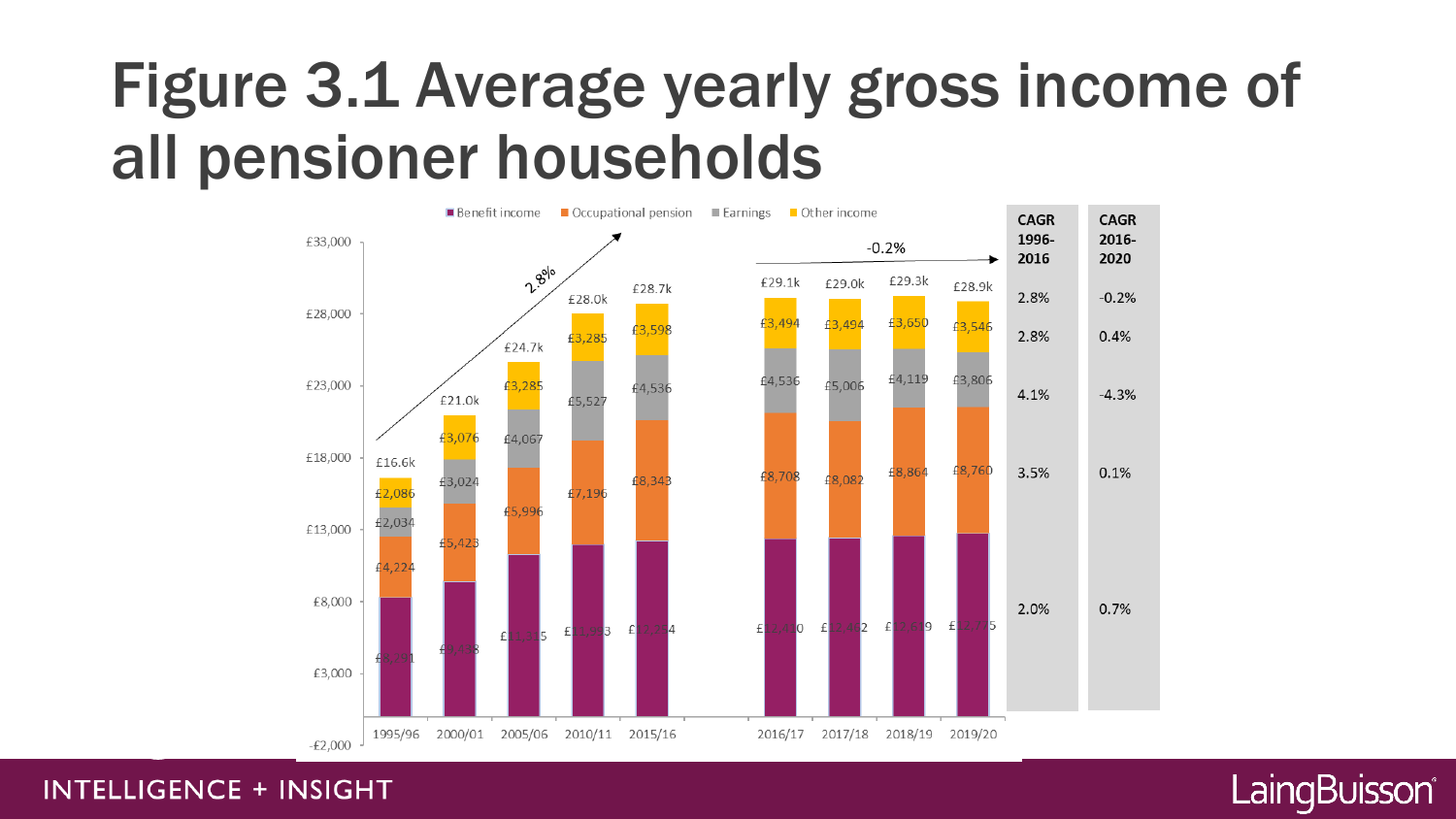# Figure 3.1 Average yearly gross income of all pensioner households

| Year | Benefit income | Occupational pension | Earnings | Other income | Total |
|---|---|---|---|---|---|
| 1995/96 | £8,291 | £4,224 | £2,034 | £2,086 | £16.6k |
| 2000/01 | £9,488 | £5,423 | £3,024 | £3,076 | £21.0k |
| 2005/06 | £11,315 | £5,996 | £4,067 | £3,285 | £24.7k |
| 2010/11 | £11,953 | £7,196 | £5,527 | £3,285 | £28.0k |
| 2015/16 | £12,254 | £8,343 | £4,536 | £3,598 | £28.7k |
| 2016/17 | £12,400 | £8,708 | £4,536 | £3,494 | £29.1k |
| 2017/18 | £12,442 | £8,082 | £5,006 | £3,494 | £29.0k |
| 2018/19 | £12,619 | £8,864 | £4,119 | £3,650 | £29.3k |
| 2019/20 | £12,775 | £8,760 | £3,806 | £3,546 | £28.9k |

| | CAGR 1996-2016 | CAGR 2016-2020 |
|---|---|---|
| Total | 2.8% | -0.2% |
| Other income | 2.8% | 0.4% |
| Earnings | 4.1% | -4.3% |
| Occupational pension | 3.5% | 0.1% |
| Benefit income | 2.0% | 0.7% |

INTELLIGENCE + INSIGHT

LaingBuisson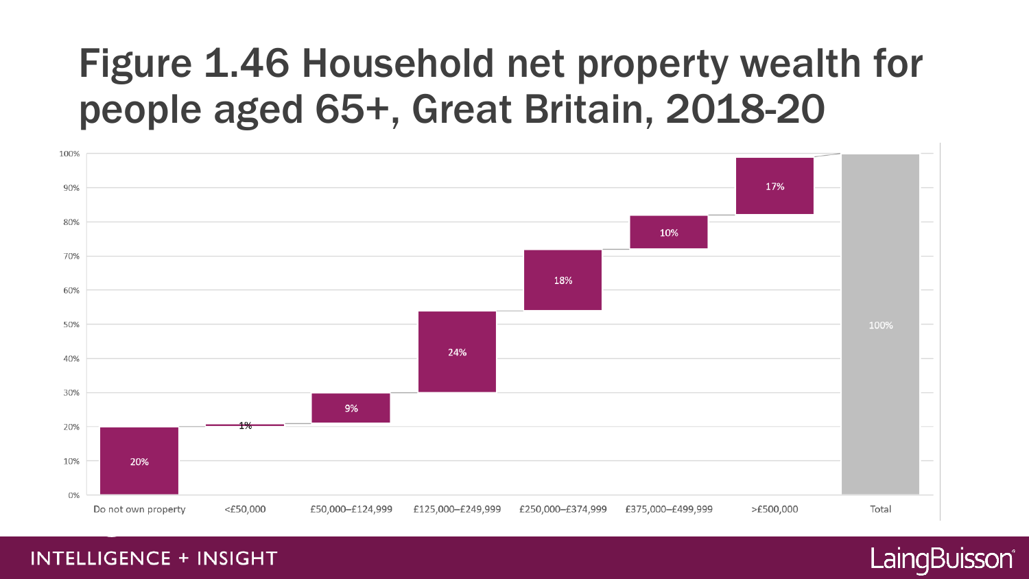# Figure 1.46 Household net property wealth for people aged 65+, Great Britain, 2018-20

| Category | Share |
|---|---|
| Do not own property | 20% |
| <£50,000 | 1% |
| £50,000–£124,999 | 9% |
| £125,000–£249,999 | 24% |
| £250,000–£374,999 | 18% |
| £375,000–£499,999 | 10% |
| >£500,000 | 17% |
| Total | 100% |

INTELLIGENCE + INSIGHT

LaingBuisson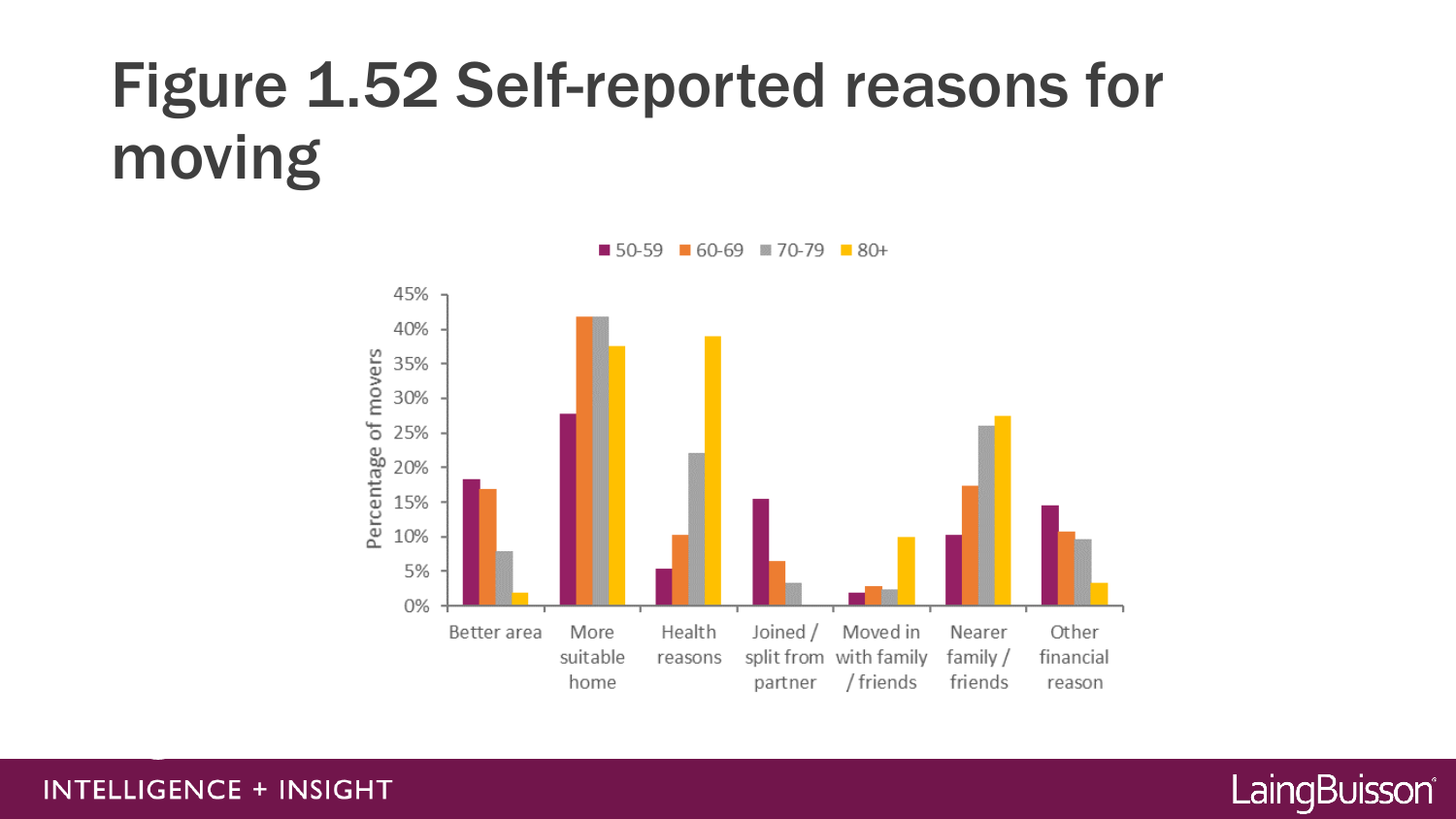# Figure 1.52 Self-reported reasons for moving

50-59 | 60-69 | 70-79 | 80+

Percentage of movers

0% | 5% | 10% | 15% | 20% | 25% | 30% | 35% | 40% | 45%

Better area | More suitable home | Health reasons | Joined / split from partner | Moved in with family / friends | Nearer family / friends | Other financial reason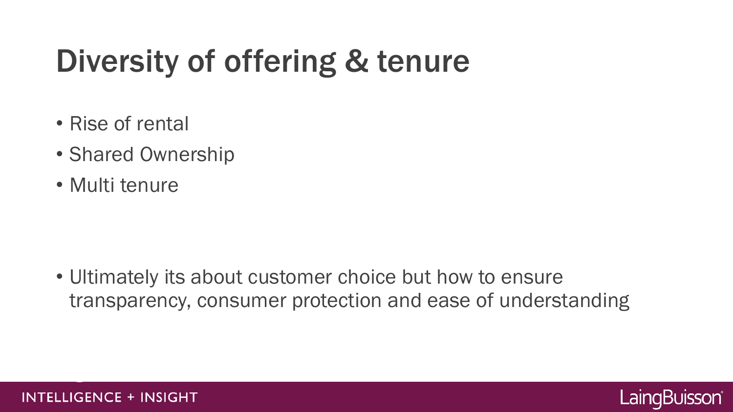# Diversity of offering & tenure

- Rise of rental
- Shared Ownership
- Multi tenure

- Ultimately its about customer choice but how to ensure transparency, consumer protection and ease of understanding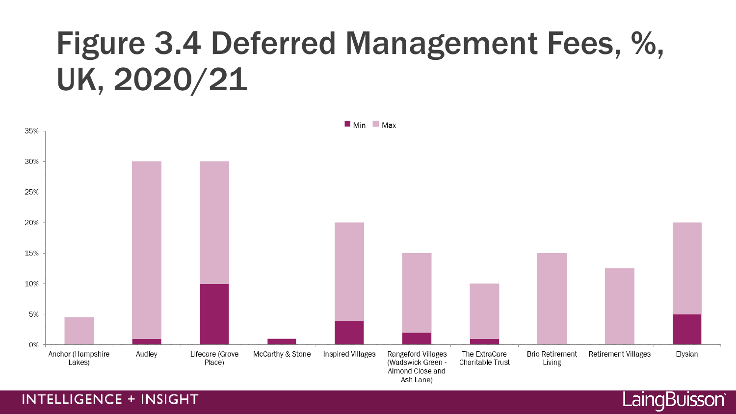# Figure 3.4 Deferred Management Fees, %, UK, 2020/21

| Provider | Min | Max |
|---|---|---|
| Anchor (Hampshire Lakes) | | 4.5% |
| Audley | 1% | 30% |
| Lifecare (Grove Place) | 10% | 30% |
| McCarthy & Stone | 1% | |
| Inspired Villages | 4% | 20% |
| Rangeford Villages (Wadswick Green - Almond Close and Ash Lane) | 2% | 15% |
| The ExtraCare Charitable Trust | 1% | 10% |
| Brio Retirement Living | | 15% |
| Retirement Villages | | 12.5% |
| Elysian | 5% | 20% |

INTELLIGENCE + INSIGHT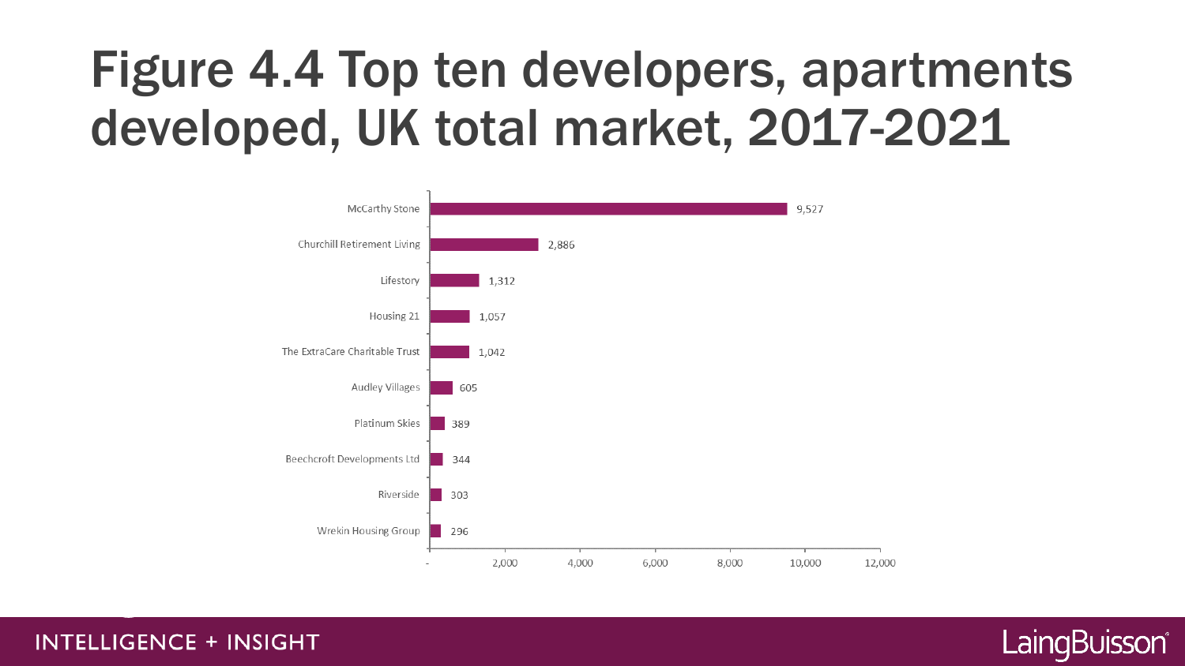# Figure 4.4 Top ten developers, apartments developed, UK total market, 2017-2021

| Developer | Apartments developed |
| --- | --- |
| McCarthy Stone | 9,527 |
| Churchill Retirement Living | 2,886 |
| Lifestory | 1,312 |
| Housing 21 | 1,057 |
| The ExtraCare Charitable Trust | 1,042 |
| Audley Villages | 605 |
| Platinum Skies | 389 |
| Beechcroft Developments Ltd | 344 |
| Riverside | 303 |
| Wrekin Housing Group | 296 |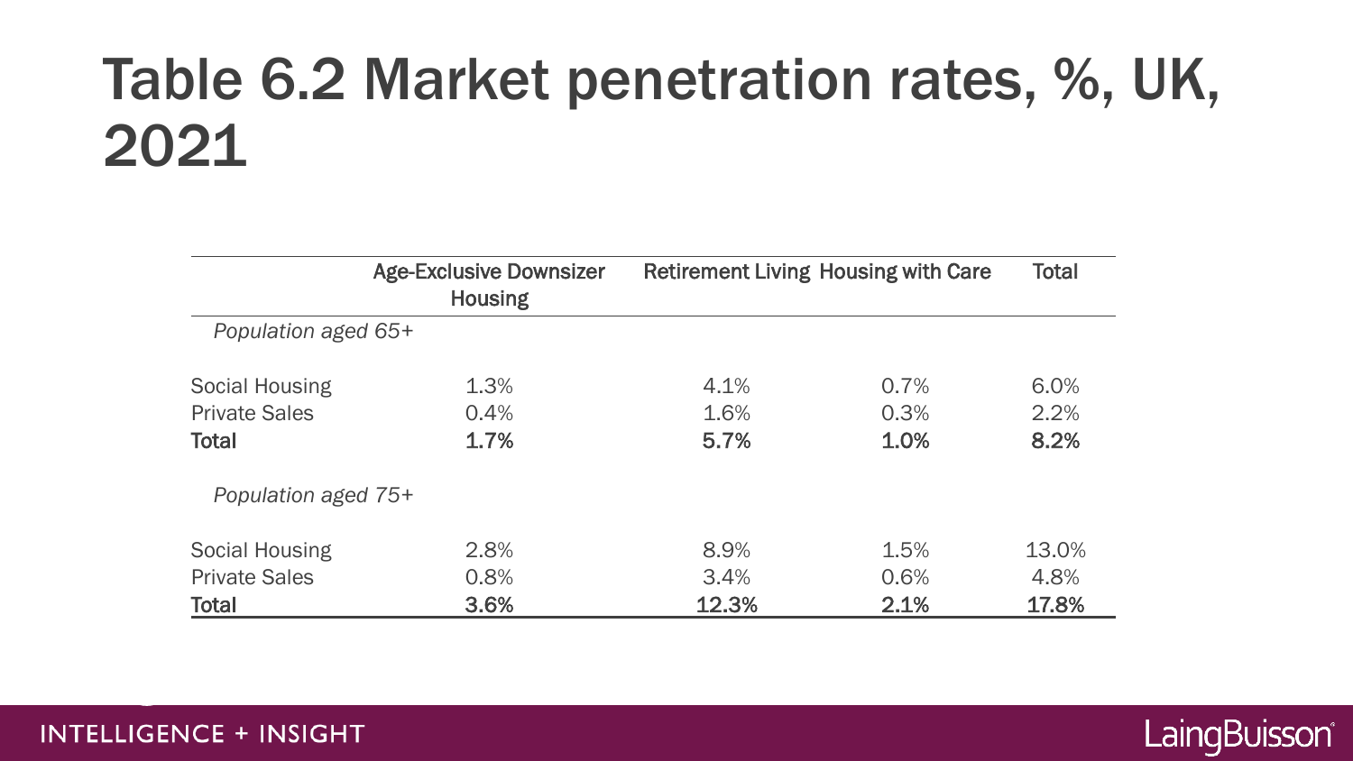# Table 6.2 Market penetration rates, %, UK, 2021

| | Age-Exclusive Downsizer Housing | Retirement Living | Housing with Care | Total |
|---|---|---|---|---|
| *Population aged 65+* | | | | |
| Social Housing | 1.3% | 4.1% | 0.7% | 6.0% |
| Private Sales | 0.4% | 1.6% | 0.3% | 2.2% |
| **Total** | **1.7%** | **5.7%** | **1.0%** | **8.2%** |
| *Population aged 75+* | | | | |
| Social Housing | 2.8% | 8.9% | 1.5% | 13.0% |
| Private Sales | 0.8% | 3.4% | 0.6% | 4.8% |
| **Total** | **3.6%** | **12.3%** | **2.1%** | **17.8%** |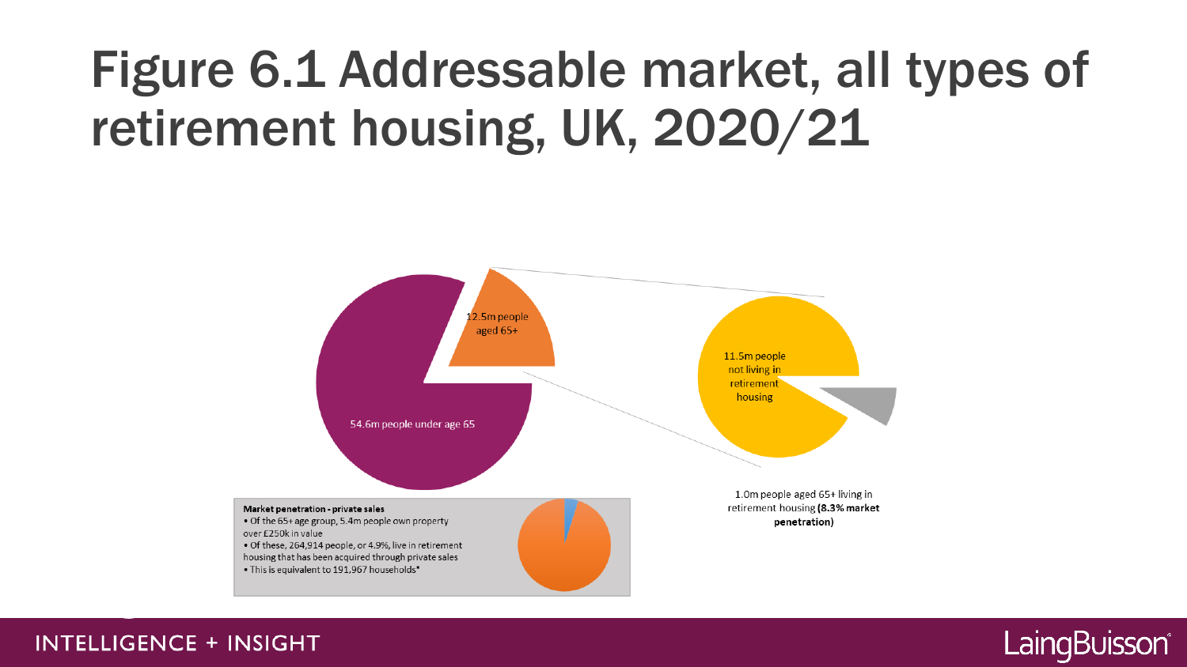# Figure 6.1 Addressable market, all types of retirement housing, UK, 2020/21

12.5m people aged 65+

54.6m people under age 65

11.5m people not living in retirement housing

1.0m people aged 65+ living in retirement housing **(8.3% market penetration)**

**Market penetration - private sales**

- Of the 65+ age group, 5.4m people own property over £250k in value
- Of these, 264,914 people, or 4.9%, live in retirement housing that has been acquired through private sales
- This is equivalent to 191,967 households*

INTELLIGENCE + INSIGHT

LaingBuisson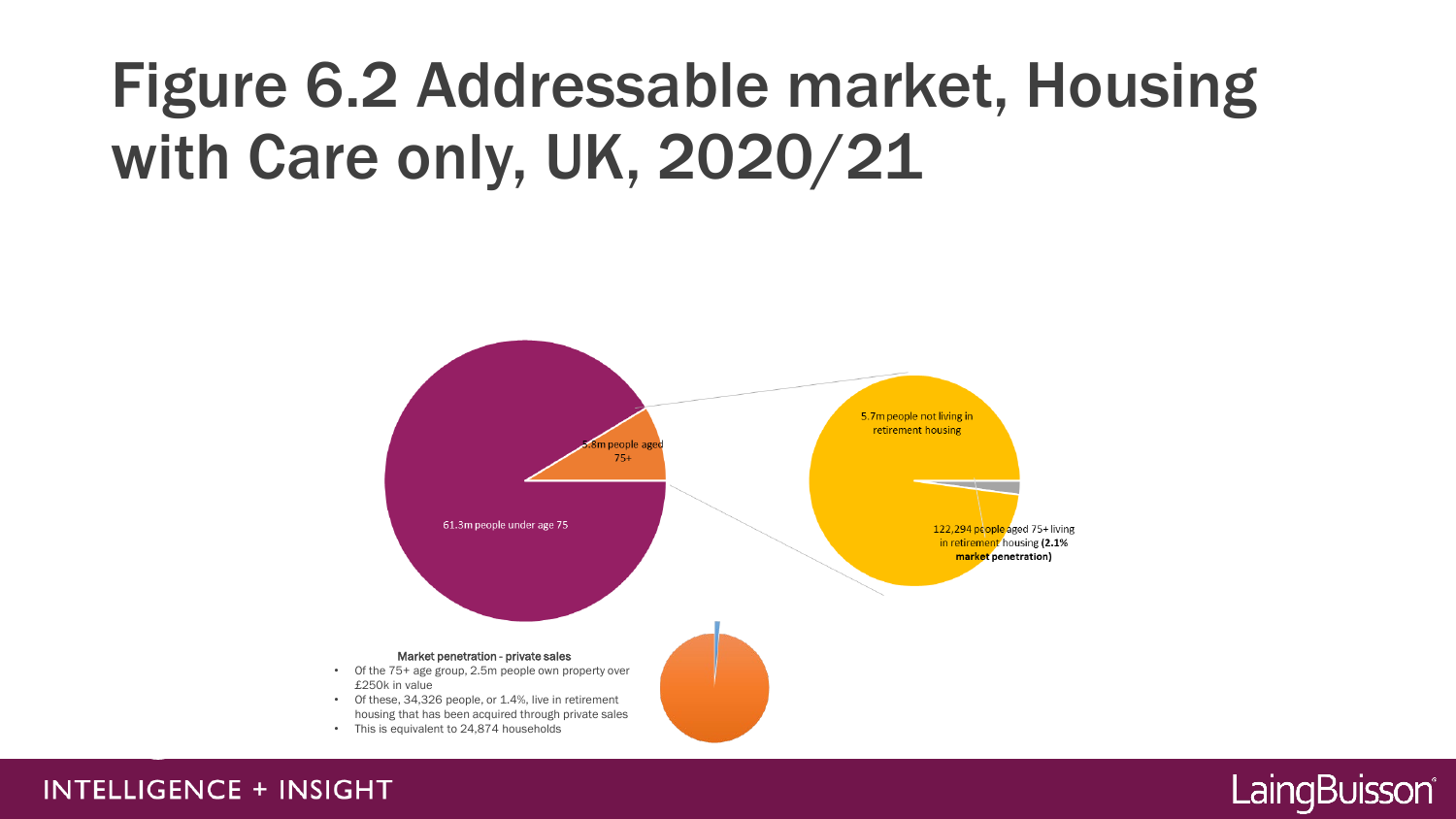# Figure 6.2 Addressable market, Housing with Care only, UK, 2020/21

61.3m people under age 75

5.8m people aged 75+

5.7m people not living in retirement housing

122,294 people aged 75+ living in retirement housing **(2.1% market penetration)**

**Market penetration - private sales**

- Of the 75+ age group, 2.5m people own property over £250k in value
- Of these, 34,326 people, or 1.4%, live in retirement housing that has been acquired through private sales
- This is equivalent to 24,874 households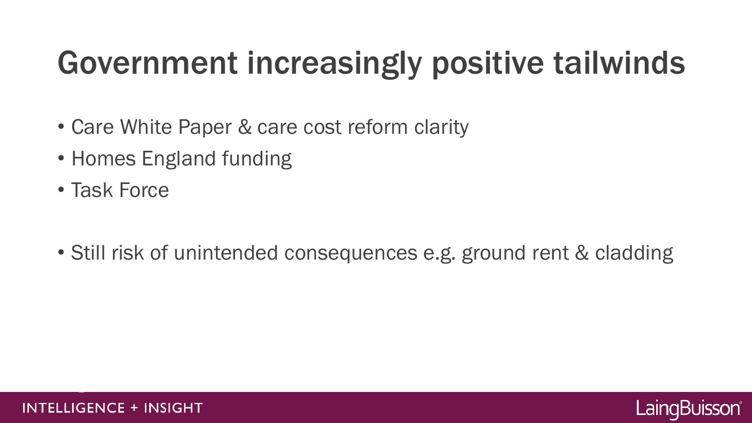# Government increasingly positive tailwinds

- Care White Paper & care cost reform clarity
- Homes England funding
- Task Force

- Still risk of unintended consequences e.g. ground rent & cladding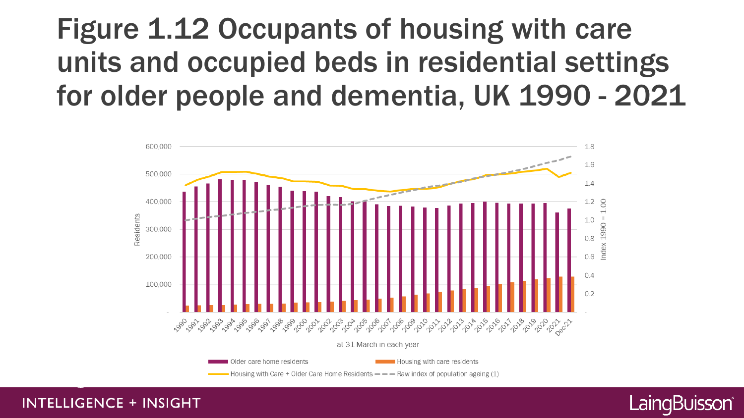# Figure 1.12 Occupants of housing with care units and occupied beds in residential settings for older people and dementia, UK 1990 - 2021

Residents

Index 1990 = 1.00

at 31 March in each year

Older care home residents

Housing with care residents

Housing with Care + Older Care Home Residents

Raw index of population ageing (1)

INTELLIGENCE + INSIGHT

LaingBuisson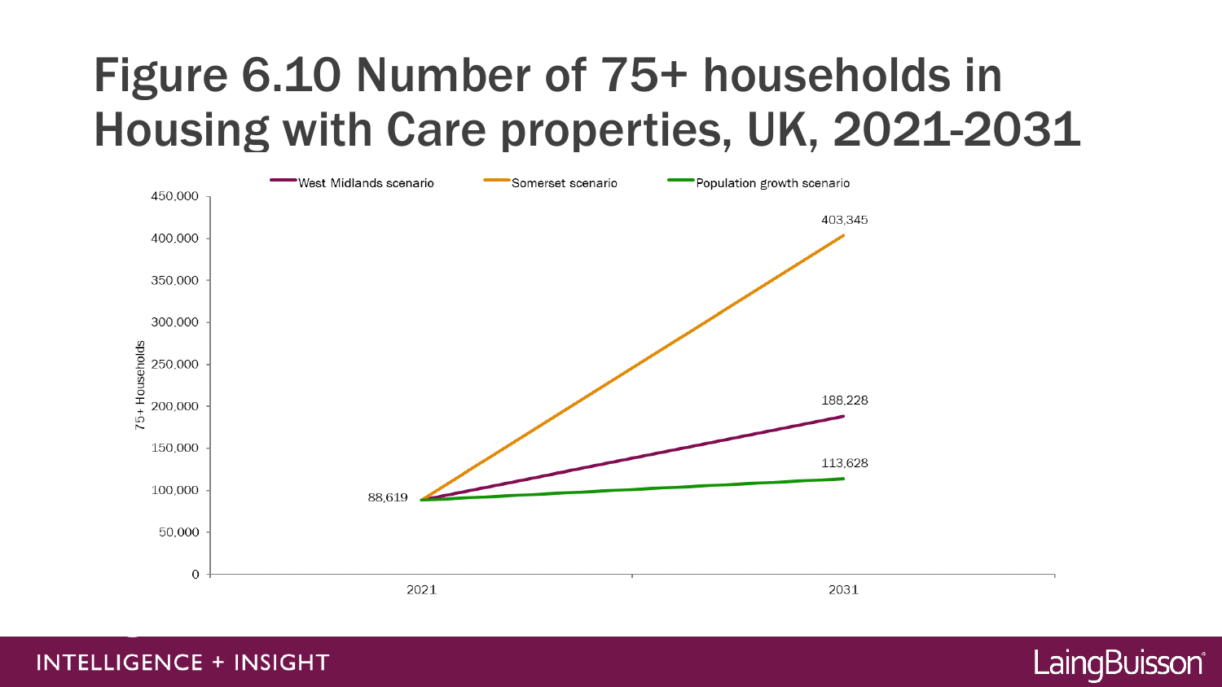# Figure 6.10 Number of 75+ households in Housing with Care properties, UK, 2021-2031

| Scenario | 2021 | 2031 |
|---|---|---|
| West Midlands scenario | 88,619 | 188,228 |
| Somerset scenario | 88,619 | 403,345 |
| Population growth scenario | 88,619 | 113,628 |

INTELLIGENCE + INSIGHT

LaingBuisson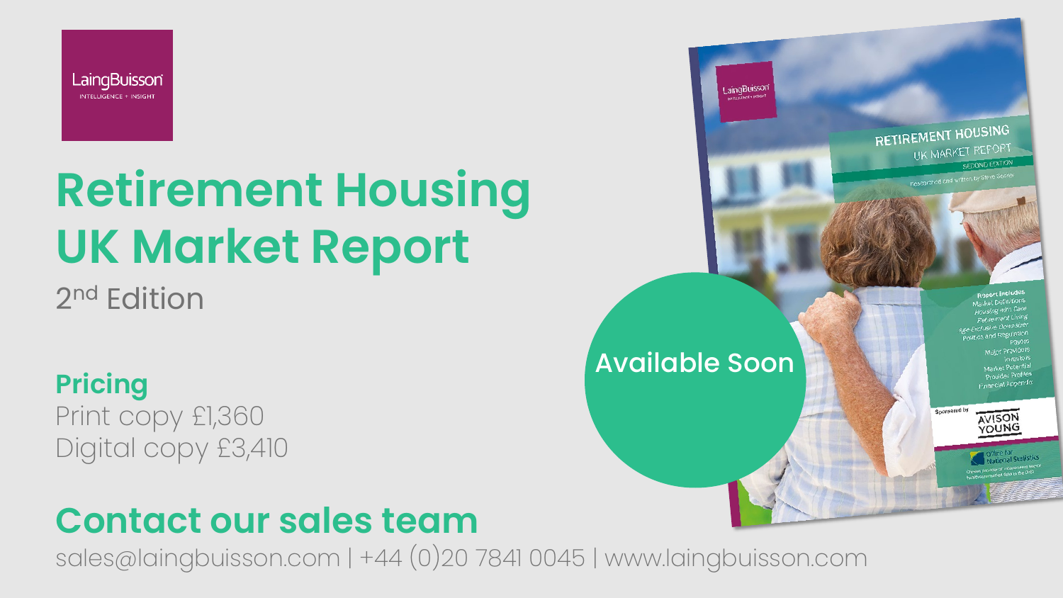LaingBuisson
INTELLIGENCE + INSIGHT

# Retirement Housing UK Market Report

2nd Edition

**Pricing**

Print copy £1,360
Digital copy £3,410

Available Soon

## Contact our sales team

sales@laingbuisson.com | +44 (0)20 7841 0045 | www.laingbuisson.com